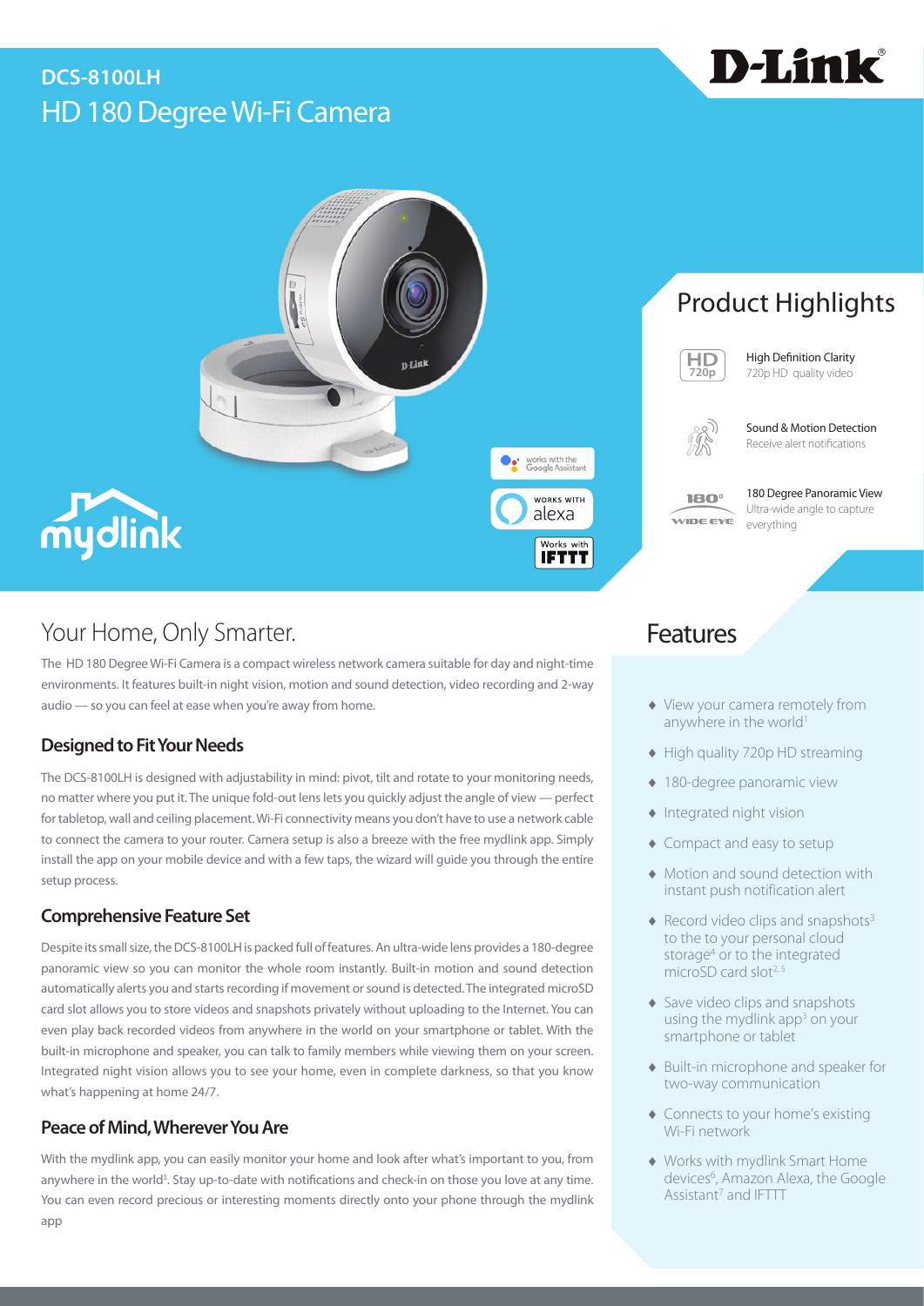# DCS-8100LH

## HD 180 Degree Wi-Fi Camera

works with the Google Assistant

WORKS WITH alexa

Works with IFTTT

## Product Highlights

**High Definition Clarity**
720p HD quality video

**Sound & Motion Detection**
Receive alert notifications

**180 Degree Panoramic View**
Ultra-wide angle to capture everything

## Your Home, Only Smarter.

The HD 180 Degree Wi-Fi Camera is a compact wireless network camera suitable for day and night-time environments. It features built-in night vision, motion and sound detection, video recording and 2-way audio — so you can feel at ease when you're away from home.

### Designed to Fit Your Needs

The DCS-8100LH is designed with adjustability in mind: pivot, tilt and rotate to your monitoring needs, no matter where you put it. The unique fold-out lens lets you quickly adjust the angle of view — perfect for tabletop, wall and ceiling placement. Wi-Fi connectivity means you don't have to use a network cable to connect the camera to your router. Camera setup is also a breeze with the free mydlink app. Simply install the app on your mobile device and with a few taps, the wizard will guide you through the entire setup process.

### Comprehensive Feature Set

Despite its small size, the DCS-8100LH is packed full of features. An ultra-wide lens provides a 180-degree panoramic view so you can monitor the whole room instantly. Built-in motion and sound detection automatically alerts you and starts recording if movement or sound is detected. The integrated microSD card slot allows you to store videos and snapshots privately without uploading to the Internet. You can even play back recorded videos from anywhere in the world on your smartphone or tablet. With the built-in microphone and speaker, you can talk to family members while viewing them on your screen. Integrated night vision allows you to see your home, even in complete darkness, so that you know what's happening at home 24/7.

### Peace of Mind, Wherever You Are

With the mydlink app, you can easily monitor your home and look after what's important to you, from anywhere in the world[3]. Stay up-to-date with notifications and check-in on those you love at any time. You can even record precious or interesting moments directly onto your phone through the mydlink app

## Features

- View your camera remotely from anywhere in the world[1]
- High quality 720p HD streaming
- 180-degree panoramic view
- Integrated night vision
- Compact and easy to setup
- Motion and sound detection with instant push notification alert
- Record video clips and snapshots[3] to the to your personal cloud storage[4] or to the integrated microSD card slot[2, 5]
- Save video clips and snapshots using the mydlink app[3] on your smartphone or tablet
- Built-in microphone and speaker for two-way communication
- Connects to your home's existing Wi-Fi network
- Works with mydlink Smart Home devices[6], Amazon Alexa, the Google Assistant[7] and IFTTT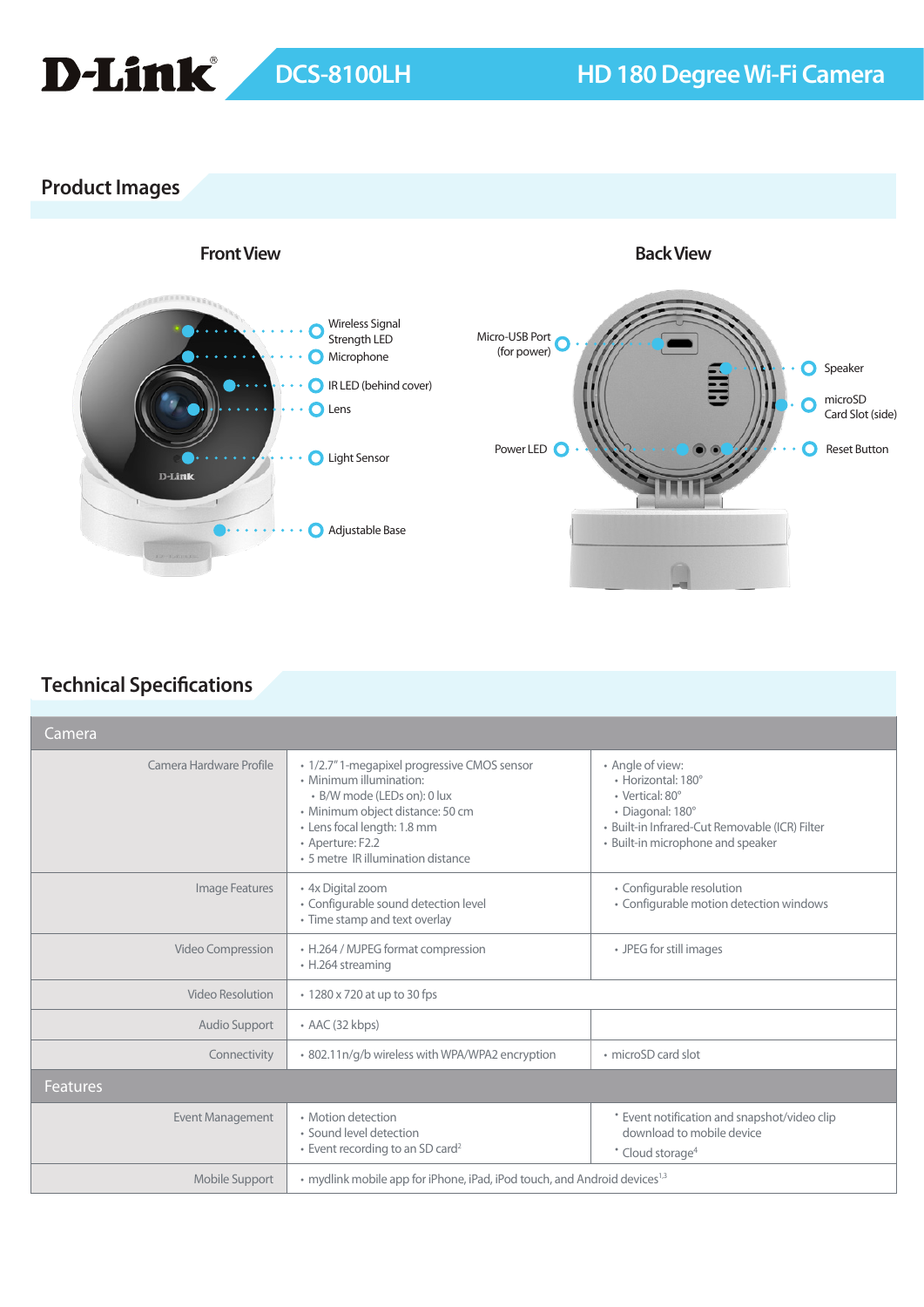# D-Link DCS-8100LH HD 180 Degree Wi-Fi Camera

## Product Images

### Front View

- Wireless Signal Strength LED
- Microphone
- IR LED (behind cover)
- Lens
- Light Sensor
- Adjustable Base

### Back View

- Micro-USB Port (for power)
- Power LED
- Speaker
- microSD Card Slot (side)
- Reset Button

## Technical Specifications

| Camera | | |
|---|---|---|
| Camera Hardware Profile | • 1/2.7" 1-megapixel progressive CMOS sensor<br>• Minimum illumination:<br>  • B/W mode (LEDs on): 0 lux<br>• Minimum object distance: 50 cm<br>• Lens focal length: 1.8 mm<br>• Aperture: F2.2<br>• 5 metre IR illumination distance | • Angle of view:<br>  • Horizontal: 180°<br>  • Vertical: 80°<br>  • Diagonal: 180°<br>• Built-in Infrared-Cut Removable (ICR) Filter<br>• Built-in microphone and speaker |
| Image Features | • 4x Digital zoom<br>• Configurable sound detection level<br>• Time stamp and text overlay | • Configurable resolution<br>• Configurable motion detection windows |
| Video Compression | • H.264 / MJPEG format compression<br>• H.264 streaming | • JPEG for still images |
| Video Resolution | • 1280 x 720 at up to 30 fps | |
| Audio Support | • AAC (32 kbps) | |
| Connectivity | • 802.11n/g/b wireless with WPA/WPA2 encryption | • microSD card slot |
| **Features** | | |
| Event Management | • Motion detection<br>• Sound level detection<br>• Event recording to an SD card[2] | • Event notification and snapshot/video clip download to mobile device<br>• Cloud storage[4] |
| Mobile Support | • mydlink mobile app for iPhone, iPad, iPod touch, and Android devices[1,3] | |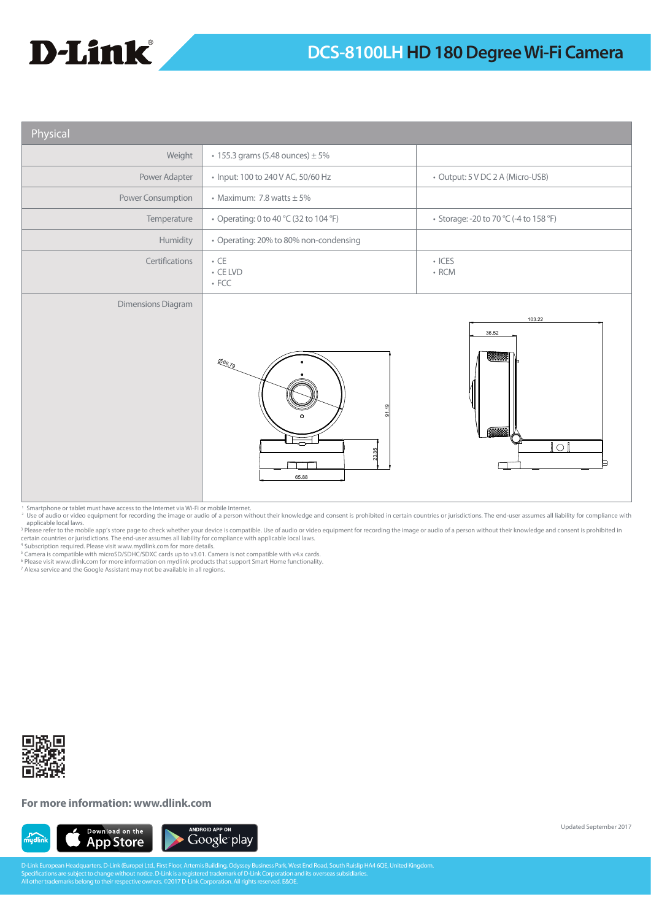# DCS-8100LH HD 180 Degree Wi-Fi Camera

| Physical | | |
|---|---|---|
| Weight | • 155.3 grams (5.48 ounces) ± 5% | |
| Power Adapter | • Input: 100 to 240 V AC, 50/60 Hz | • Output: 5 V DC 2 A (Micro-USB) |
| Power Consumption | • Maximum: 7.8 watts ± 5% | |
| Temperature | • Operating: 0 to 40 °C (32 to 104 °F) | • Storage: -20 to 70 °C (-4 to 158 °F) |
| Humidity | • Operating: 20% to 80% non-condensing | |
| Certifications | • CE<br>• CE LVD<br>• FCC | • ICES<br>• RCM |
| Dimensions Diagram | | |

Ø66.79
91.19
23.35
65.88
103.22
36.52

[1] Smartphone or tablet must have access to the Internet via Wi-Fi or mobile Internet.
[2] Use of audio or video equipment for recording the image or audio of a person without their knowledge and consent is prohibited in certain countries or jurisdictions. The end-user assumes all liability for compliance with applicable local laws.
[3] Please refer to the mobile app's store page to check whether your device is compatible. Use of audio or video equipment for recording the image or audio of a person without their knowledge and consent is prohibited in certain countries or jurisdictions. The end-user assumes all liability for compliance with applicable local laws.
[4] Subscription required. Please visit www.mydlink.com for more details.
[5] Camera is compatible with microSD/SDHC/SDXC cards up to v3.01. Camera is not compatible with v4.x cards.
[6] Please visit www.dlink.com for more information on mydlink products that support Smart Home functionality.
[7] Alexa service and the Google Assistant may not be available in all regions.

**For more information: www.dlink.com**

Updated September 2017

D-Link European Headquarters. D-Link (Europe) Ltd., First Floor, Artemis Building, Odyssey Business Park, West End Road, South Ruislip HA4 6QE, United Kingdom.
Specifications are subject to change without notice. D-Link is a registered trademark of D-Link Corporation and its overseas subsidiaries.
All other trademarks belong to their respective owners. ©2017 D-Link Corporation. All rights reserved. E&OE.